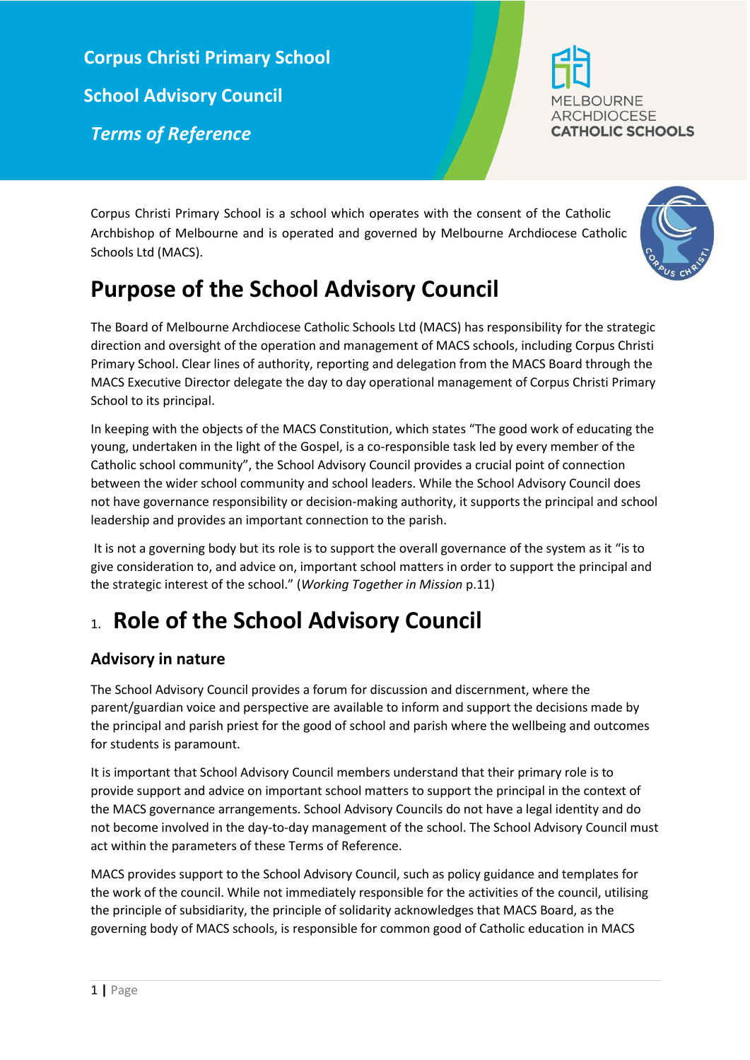# Corpus Christi Primary School

# School Advisory Council

*Terms of Reference*

MELBOURNE ARCHDIOCESE CATHOLIC SCHOOLS

Corpus Christi Primary School is a school which operates with the consent of the Catholic Archbishop of Melbourne and is operated and governed by Melbourne Archdiocese Catholic Schools Ltd (MACS).

## Purpose of the School Advisory Council

The Board of Melbourne Archdiocese Catholic Schools Ltd (MACS) has responsibility for the strategic direction and oversight of the operation and management of MACS schools, including Corpus Christi Primary School. Clear lines of authority, reporting and delegation from the MACS Board through the MACS Executive Director delegate the day to day operational management of Corpus Christi Primary School to its principal.

In keeping with the objects of the MACS Constitution, which states "The good work of educating the young, undertaken in the light of the Gospel, is a co-responsible task led by every member of the Catholic school community", the School Advisory Council provides a crucial point of connection between the wider school community and school leaders. While the School Advisory Council does not have governance responsibility or decision-making authority, it supports the principal and school leadership and provides an important connection to the parish.

It is not a governing body but its role is to support the overall governance of the system as it "is to give consideration to, and advice on, important school matters in order to support the principal and the strategic interest of the school." (*Working Together in Mission* p.11)

## 1. Role of the School Advisory Council

### Advisory in nature

The School Advisory Council provides a forum for discussion and discernment, where the parent/guardian voice and perspective are available to inform and support the decisions made by the principal and parish priest for the good of school and parish where the wellbeing and outcomes for students is paramount.

It is important that School Advisory Council members understand that their primary role is to provide support and advice on important school matters to support the principal in the context of the MACS governance arrangements. School Advisory Councils do not have a legal identity and do not become involved in the day-to-day management of the school. The School Advisory Council must act within the parameters of these Terms of Reference.

MACS provides support to the School Advisory Council, such as policy guidance and templates for the work of the council. While not immediately responsible for the activities of the council, utilising the principle of subsidiarity, the principle of solidarity acknowledges that MACS Board, as the governing body of MACS schools, is responsible for common good of Catholic education in MACS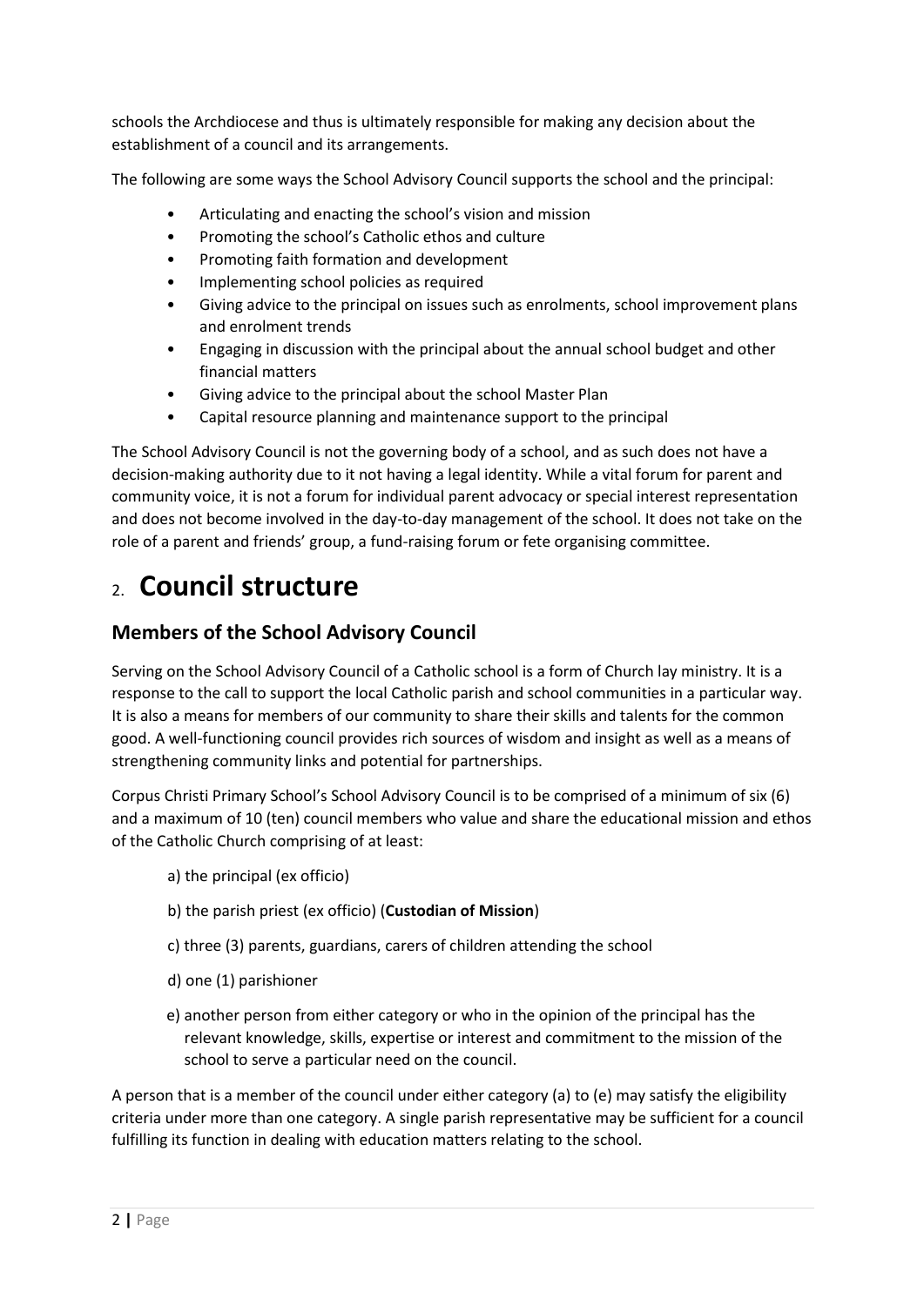schools the Archdiocese and thus is ultimately responsible for making any decision about the establishment of a council and its arrangements.

The following are some ways the School Advisory Council supports the school and the principal:

- Articulating and enacting the school's vision and mission
- Promoting the school's Catholic ethos and culture
- Promoting faith formation and development
- Implementing school policies as required
- Giving advice to the principal on issues such as enrolments, school improvement plans and enrolment trends
- Engaging in discussion with the principal about the annual school budget and other financial matters
- Giving advice to the principal about the school Master Plan
- Capital resource planning and maintenance support to the principal

The School Advisory Council is not the governing body of a school, and as such does not have a decision-making authority due to it not having a legal identity. While a vital forum for parent and community voice, it is not a forum for individual parent advocacy or special interest representation and does not become involved in the day-to-day management of the school. It does not take on the role of a parent and friends' group, a fund-raising forum or fete organising committee.

# 2. Council structure

## Members of the School Advisory Council

Serving on the School Advisory Council of a Catholic school is a form of Church lay ministry. It is a response to the call to support the local Catholic parish and school communities in a particular way. It is also a means for members of our community to share their skills and talents for the common good. A well-functioning council provides rich sources of wisdom and insight as well as a means of strengthening community links and potential for partnerships.

Corpus Christi Primary School's School Advisory Council is to be comprised of a minimum of six (6) and a maximum of 10 (ten) council members who value and share the educational mission and ethos of the Catholic Church comprising of at least:

a) the principal (ex officio)

b) the parish priest (ex officio) (**Custodian of Mission**)

c) three (3) parents, guardians, carers of children attending the school

d) one (1) parishioner

e) another person from either category or who in the opinion of the principal has the relevant knowledge, skills, expertise or interest and commitment to the mission of the school to serve a particular need on the council.

A person that is a member of the council under either category (a) to (e) may satisfy the eligibility criteria under more than one category. A single parish representative may be sufficient for a council fulfilling its function in dealing with education matters relating to the school.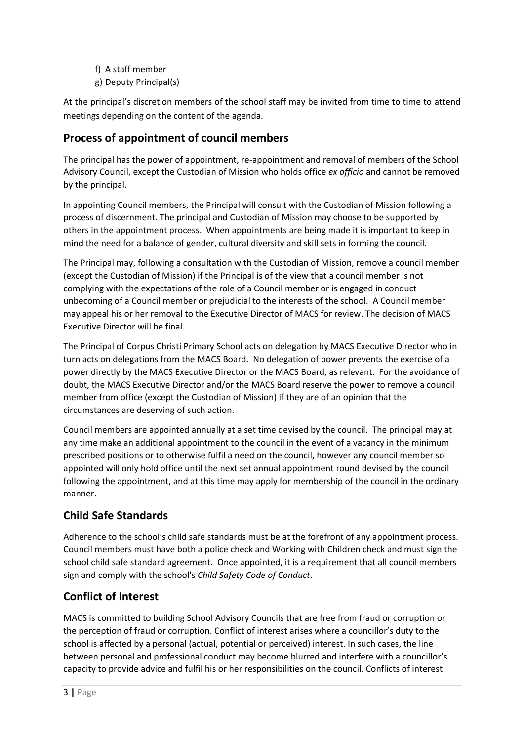f) A staff member
g) Deputy Principal(s)

At the principal's discretion members of the school staff may be invited from time to time to attend meetings depending on the content of the agenda.

## Process of appointment of council members

The principal has the power of appointment, re-appointment and removal of members of the School Advisory Council, except the Custodian of Mission who holds office *ex officio* and cannot be removed by the principal.

In appointing Council members, the Principal will consult with the Custodian of Mission following a process of discernment. The principal and Custodian of Mission may choose to be supported by others in the appointment process. When appointments are being made it is important to keep in mind the need for a balance of gender, cultural diversity and skill sets in forming the council.

The Principal may, following a consultation with the Custodian of Mission, remove a council member (except the Custodian of Mission) if the Principal is of the view that a council member is not complying with the expectations of the role of a Council member or is engaged in conduct unbecoming of a Council member or prejudicial to the interests of the school. A Council member may appeal his or her removal to the Executive Director of MACS for review. The decision of MACS Executive Director will be final.

The Principal of Corpus Christi Primary School acts on delegation by MACS Executive Director who in turn acts on delegations from the MACS Board. No delegation of power prevents the exercise of a power directly by the MACS Executive Director or the MACS Board, as relevant. For the avoidance of doubt, the MACS Executive Director and/or the MACS Board reserve the power to remove a council member from office (except the Custodian of Mission) if they are of an opinion that the circumstances are deserving of such action.

Council members are appointed annually at a set time devised by the council. The principal may at any time make an additional appointment to the council in the event of a vacancy in the minimum prescribed positions or to otherwise fulfil a need on the council, however any council member so appointed will only hold office until the next set annual appointment round devised by the council following the appointment, and at this time may apply for membership of the council in the ordinary manner.

## Child Safe Standards

Adherence to the school's child safe standards must be at the forefront of any appointment process. Council members must have both a police check and Working with Children check and must sign the school child safe standard agreement. Once appointed, it is a requirement that all council members sign and comply with the school's *Child Safety Code of Conduct*.

## Conflict of Interest

MACS is committed to building School Advisory Councils that are free from fraud or corruption or the perception of fraud or corruption. Conflict of interest arises where a councillor's duty to the school is affected by a personal (actual, potential or perceived) interest. In such cases, the line between personal and professional conduct may become blurred and interfere with a councillor's capacity to provide advice and fulfil his or her responsibilities on the council. Conflicts of interest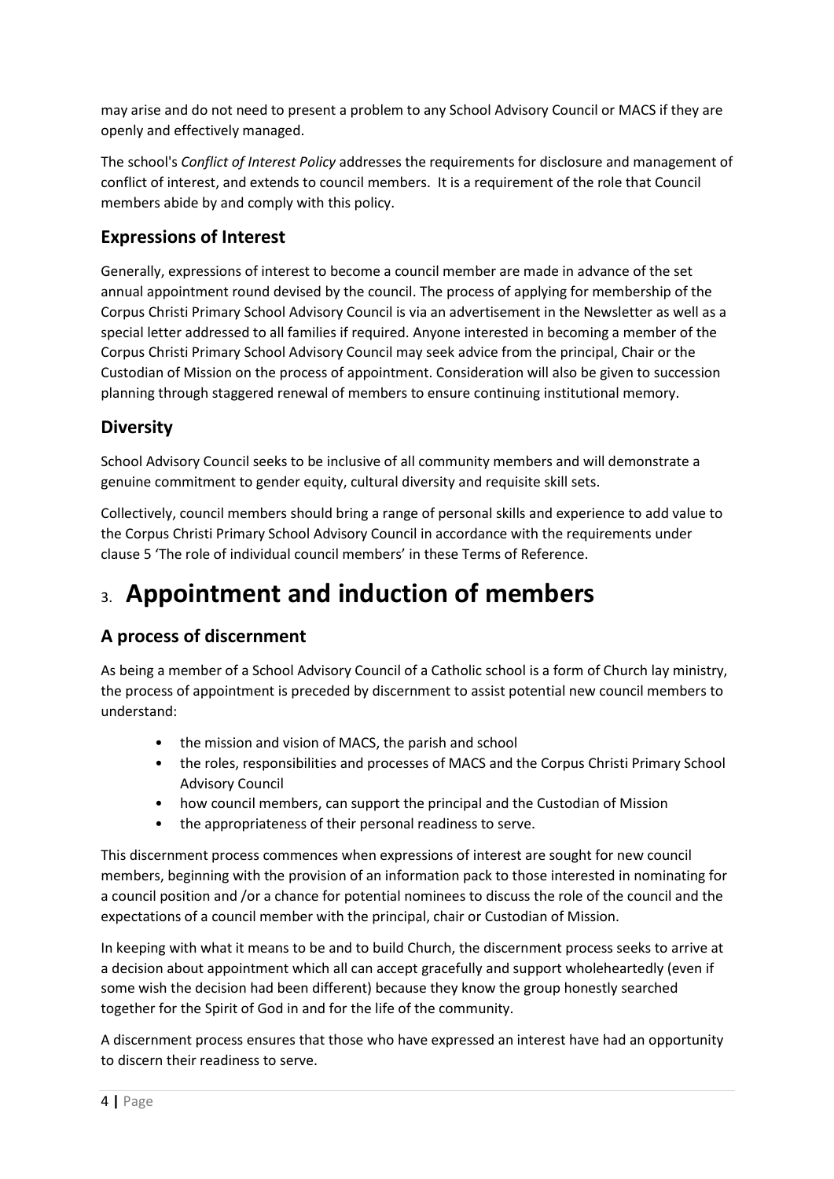may arise and do not need to present a problem to any School Advisory Council or MACS if they are openly and effectively managed.

The school's *Conflict of Interest Policy* addresses the requirements for disclosure and management of conflict of interest, and extends to council members. It is a requirement of the role that Council members abide by and comply with this policy.

## Expressions of Interest

Generally, expressions of interest to become a council member are made in advance of the set annual appointment round devised by the council. The process of applying for membership of the Corpus Christi Primary School Advisory Council is via an advertisement in the Newsletter as well as a special letter addressed to all families if required. Anyone interested in becoming a member of the Corpus Christi Primary School Advisory Council may seek advice from the principal, Chair or the Custodian of Mission on the process of appointment. Consideration will also be given to succession planning through staggered renewal of members to ensure continuing institutional memory.

## Diversity

School Advisory Council seeks to be inclusive of all community members and will demonstrate a genuine commitment to gender equity, cultural diversity and requisite skill sets.

Collectively, council members should bring a range of personal skills and experience to add value to the Corpus Christi Primary School Advisory Council in accordance with the requirements under clause 5 'The role of individual council members' in these Terms of Reference.

# 3. Appointment and induction of members

## A process of discernment

As being a member of a School Advisory Council of a Catholic school is a form of Church lay ministry, the process of appointment is preceded by discernment to assist potential new council members to understand:

- the mission and vision of MACS, the parish and school
- the roles, responsibilities and processes of MACS and the Corpus Christi Primary School Advisory Council
- how council members, can support the principal and the Custodian of Mission
- the appropriateness of their personal readiness to serve.

This discernment process commences when expressions of interest are sought for new council members, beginning with the provision of an information pack to those interested in nominating for a council position and /or a chance for potential nominees to discuss the role of the council and the expectations of a council member with the principal, chair or Custodian of Mission.

In keeping with what it means to be and to build Church, the discernment process seeks to arrive at a decision about appointment which all can accept gracefully and support wholeheartedly (even if some wish the decision had been different) because they know the group honestly searched together for the Spirit of God in and for the life of the community.

A discernment process ensures that those who have expressed an interest have had an opportunity to discern their readiness to serve.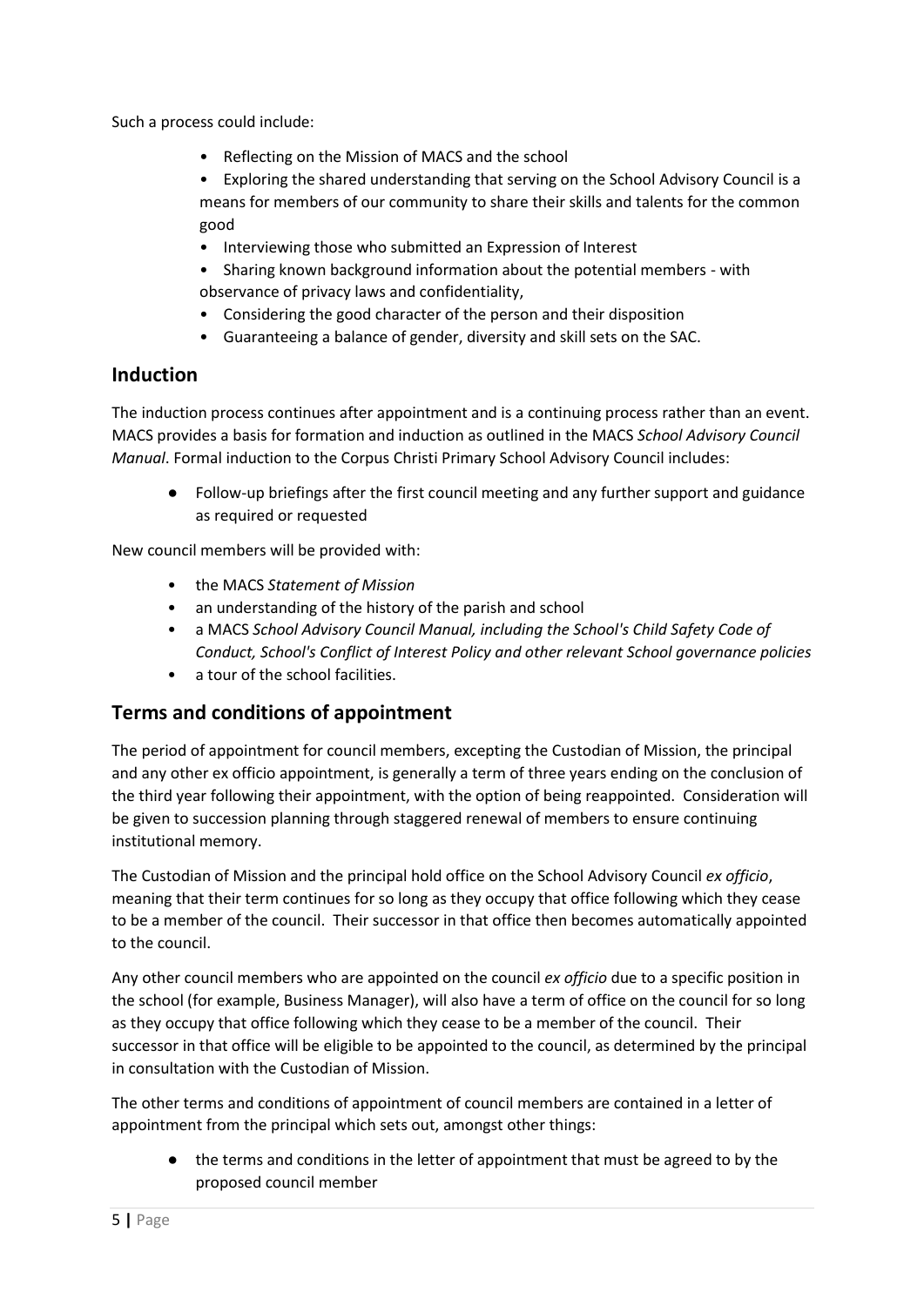Such a process could include:

- Reflecting on the Mission of MACS and the school
- Exploring the shared understanding that serving on the School Advisory Council is a means for members of our community to share their skills and talents for the common good
- Interviewing those who submitted an Expression of Interest
- Sharing known background information about the potential members - with observance of privacy laws and confidentiality,
- Considering the good character of the person and their disposition
- Guaranteeing a balance of gender, diversity and skill sets on the SAC.

## Induction

The induction process continues after appointment and is a continuing process rather than an event. MACS provides a basis for formation and induction as outlined in the MACS *School Advisory Council Manual*. Formal induction to the Corpus Christi Primary School Advisory Council includes:

- Follow-up briefings after the first council meeting and any further support and guidance as required or requested

New council members will be provided with:

- the MACS *Statement of Mission*
- an understanding of the history of the parish and school
- a MACS *School Advisory Council Manual, including the School's Child Safety Code of Conduct, School's Conflict of Interest Policy and other relevant School governance policies*
- a tour of the school facilities.

## Terms and conditions of appointment

The period of appointment for council members, excepting the Custodian of Mission, the principal and any other ex officio appointment, is generally a term of three years ending on the conclusion of the third year following their appointment, with the option of being reappointed. Consideration will be given to succession planning through staggered renewal of members to ensure continuing institutional memory.

The Custodian of Mission and the principal hold office on the School Advisory Council *ex officio*, meaning that their term continues for so long as they occupy that office following which they cease to be a member of the council. Their successor in that office then becomes automatically appointed to the council.

Any other council members who are appointed on the council *ex officio* due to a specific position in the school (for example, Business Manager), will also have a term of office on the council for so long as they occupy that office following which they cease to be a member of the council. Their successor in that office will be eligible to be appointed to the council, as determined by the principal in consultation with the Custodian of Mission.

The other terms and conditions of appointment of council members are contained in a letter of appointment from the principal which sets out, amongst other things:

- the terms and conditions in the letter of appointment that must be agreed to by the proposed council member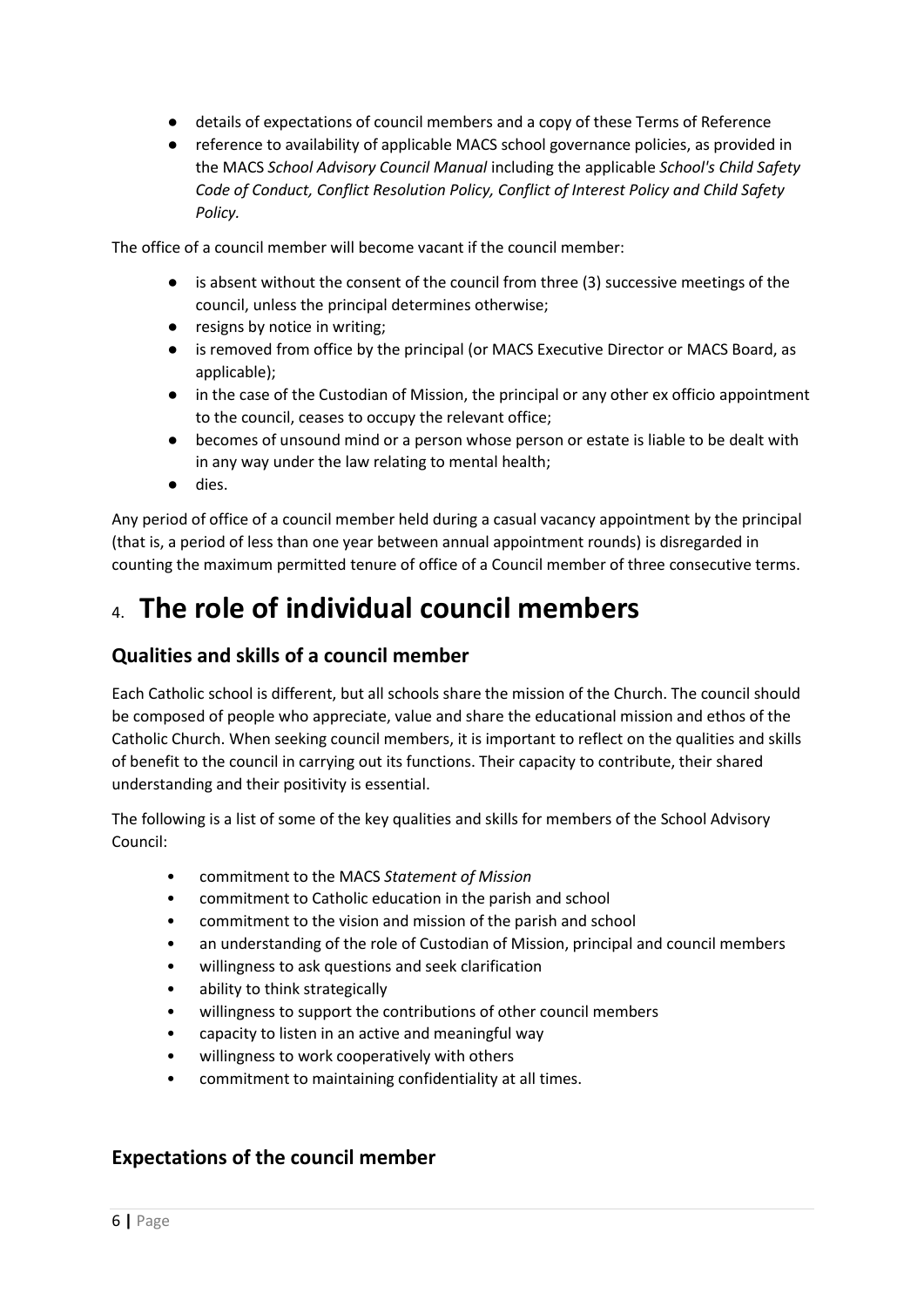- details of expectations of council members and a copy of these Terms of Reference
- reference to availability of applicable MACS school governance policies, as provided in the MACS *School Advisory Council Manual* including the applicable *School's Child Safety Code of Conduct, Conflict Resolution Policy, Conflict of Interest Policy and Child Safety Policy.*

The office of a council member will become vacant if the council member:

- is absent without the consent of the council from three (3) successive meetings of the council, unless the principal determines otherwise;
- resigns by notice in writing;
- is removed from office by the principal (or MACS Executive Director or MACS Board, as applicable);
- in the case of the Custodian of Mission, the principal or any other ex officio appointment to the council, ceases to occupy the relevant office;
- becomes of unsound mind or a person whose person or estate is liable to be dealt with in any way under the law relating to mental health;
- dies.

Any period of office of a council member held during a casual vacancy appointment by the principal (that is, a period of less than one year between annual appointment rounds) is disregarded in counting the maximum permitted tenure of office of a Council member of three consecutive terms.

# 4. The role of individual council members

## Qualities and skills of a council member

Each Catholic school is different, but all schools share the mission of the Church. The council should be composed of people who appreciate, value and share the educational mission and ethos of the Catholic Church. When seeking council members, it is important to reflect on the qualities and skills of benefit to the council in carrying out its functions. Their capacity to contribute, their shared understanding and their positivity is essential.

The following is a list of some of the key qualities and skills for members of the School Advisory Council:

- commitment to the MACS *Statement of Mission*
- commitment to Catholic education in the parish and school
- commitment to the vision and mission of the parish and school
- an understanding of the role of Custodian of Mission, principal and council members
- willingness to ask questions and seek clarification
- ability to think strategically
- willingness to support the contributions of other council members
- capacity to listen in an active and meaningful way
- willingness to work cooperatively with others
- commitment to maintaining confidentiality at all times.

## Expectations of the council member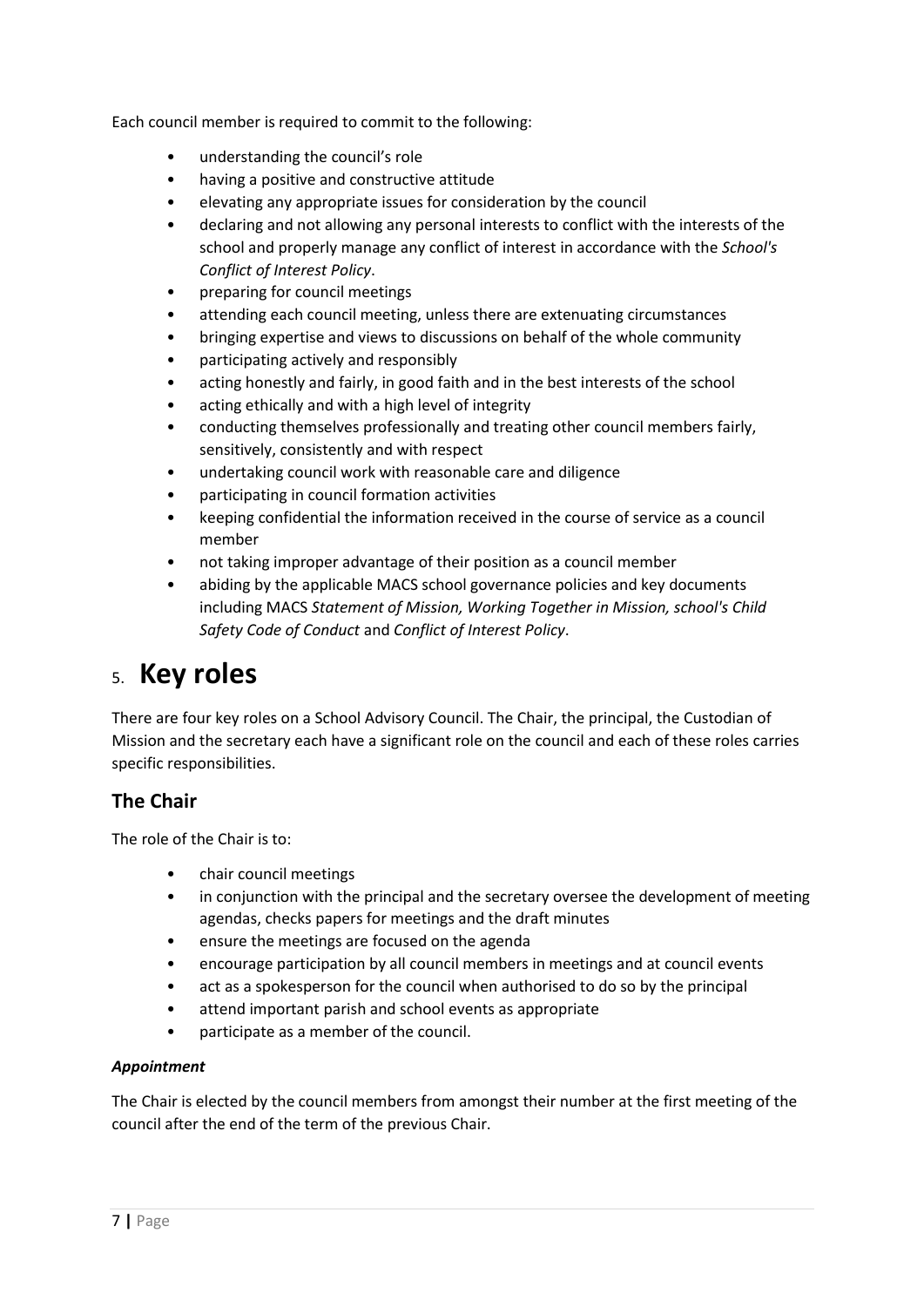Each council member is required to commit to the following:

- understanding the council's role
- having a positive and constructive attitude
- elevating any appropriate issues for consideration by the council
- declaring and not allowing any personal interests to conflict with the interests of the school and properly manage any conflict of interest in accordance with the *School's Conflict of Interest Policy*.
- preparing for council meetings
- attending each council meeting, unless there are extenuating circumstances
- bringing expertise and views to discussions on behalf of the whole community
- participating actively and responsibly
- acting honestly and fairly, in good faith and in the best interests of the school
- acting ethically and with a high level of integrity
- conducting themselves professionally and treating other council members fairly, sensitively, consistently and with respect
- undertaking council work with reasonable care and diligence
- participating in council formation activities
- keeping confidential the information received in the course of service as a council member
- not taking improper advantage of their position as a council member
- abiding by the applicable MACS school governance policies and key documents including MACS *Statement of Mission, Working Together in Mission, school's Child Safety Code of Conduct* and *Conflict of Interest Policy*.

# 5. Key roles

There are four key roles on a School Advisory Council. The Chair, the principal, the Custodian of Mission and the secretary each have a significant role on the council and each of these roles carries specific responsibilities.

## The Chair

The role of the Chair is to:

- chair council meetings
- in conjunction with the principal and the secretary oversee the development of meeting agendas, checks papers for meetings and the draft minutes
- ensure the meetings are focused on the agenda
- encourage participation by all council members in meetings and at council events
- act as a spokesperson for the council when authorised to do so by the principal
- attend important parish and school events as appropriate
- participate as a member of the council.

#### *Appointment*

The Chair is elected by the council members from amongst their number at the first meeting of the council after the end of the term of the previous Chair.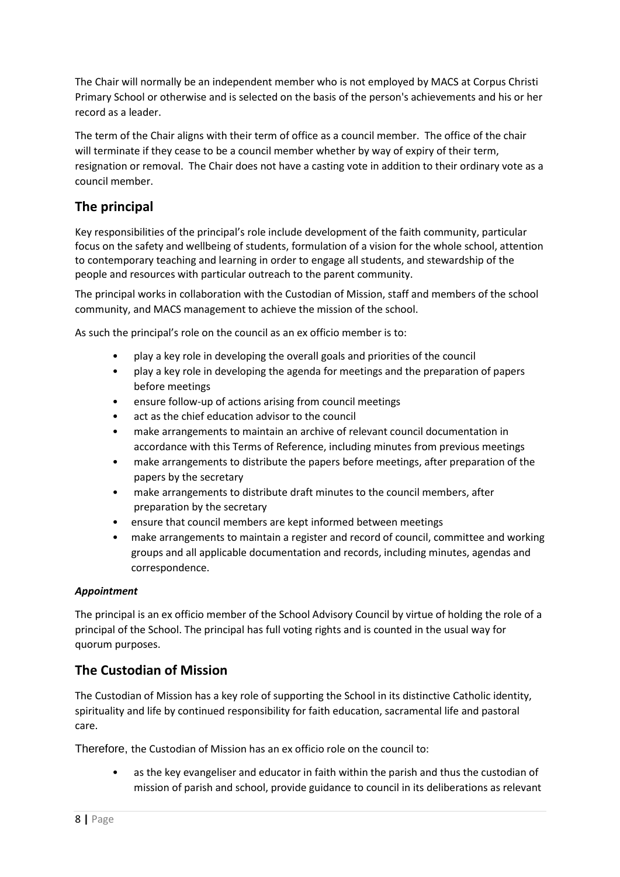The Chair will normally be an independent member who is not employed by MACS at Corpus Christi Primary School or otherwise and is selected on the basis of the person's achievements and his or her record as a leader.

The term of the Chair aligns with their term of office as a council member. The office of the chair will terminate if they cease to be a council member whether by way of expiry of their term, resignation or removal. The Chair does not have a casting vote in addition to their ordinary vote as a council member.

## The principal

Key responsibilities of the principal's role include development of the faith community, particular focus on the safety and wellbeing of students, formulation of a vision for the whole school, attention to contemporary teaching and learning in order to engage all students, and stewardship of the people and resources with particular outreach to the parent community.

The principal works in collaboration with the Custodian of Mission, staff and members of the school community, and MACS management to achieve the mission of the school.

As such the principal's role on the council as an ex officio member is to:

- play a key role in developing the overall goals and priorities of the council
- play a key role in developing the agenda for meetings and the preparation of papers before meetings
- ensure follow-up of actions arising from council meetings
- act as the chief education advisor to the council
- make arrangements to maintain an archive of relevant council documentation in accordance with this Terms of Reference, including minutes from previous meetings
- make arrangements to distribute the papers before meetings, after preparation of the papers by the secretary
- make arrangements to distribute draft minutes to the council members, after preparation by the secretary
- ensure that council members are kept informed between meetings
- make arrangements to maintain a register and record of council, committee and working groups and all applicable documentation and records, including minutes, agendas and correspondence.

***Appointment***

The principal is an ex officio member of the School Advisory Council by virtue of holding the role of a principal of the School. The principal has full voting rights and is counted in the usual way for quorum purposes.

## The Custodian of Mission

The Custodian of Mission has a key role of supporting the School in its distinctive Catholic identity, spirituality and life by continued responsibility for faith education, sacramental life and pastoral care.

Therefore, the Custodian of Mission has an ex officio role on the council to:

- as the key evangeliser and educator in faith within the parish and thus the custodian of mission of parish and school, provide guidance to council in its deliberations as relevant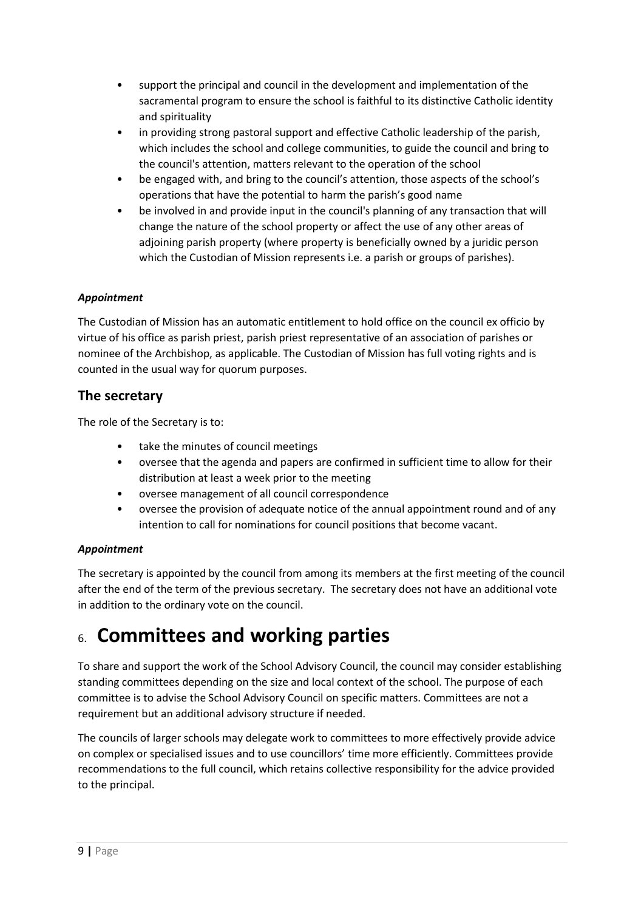- support the principal and council in the development and implementation of the sacramental program to ensure the school is faithful to its distinctive Catholic identity and spirituality
- in providing strong pastoral support and effective Catholic leadership of the parish, which includes the school and college communities, to guide the council and bring to the council's attention, matters relevant to the operation of the school
- be engaged with, and bring to the council's attention, those aspects of the school's operations that have the potential to harm the parish's good name
- be involved in and provide input in the council's planning of any transaction that will change the nature of the school property or affect the use of any other areas of adjoining parish property (where property is beneficially owned by a juridic person which the Custodian of Mission represents i.e. a parish or groups of parishes).

***Appointment***

The Custodian of Mission has an automatic entitlement to hold office on the council ex officio by virtue of his office as parish priest, parish priest representative of an association of parishes or nominee of the Archbishop, as applicable. The Custodian of Mission has full voting rights and is counted in the usual way for quorum purposes.

## The secretary

The role of the Secretary is to:

- take the minutes of council meetings
- oversee that the agenda and papers are confirmed in sufficient time to allow for their distribution at least a week prior to the meeting
- oversee management of all council correspondence
- oversee the provision of adequate notice of the annual appointment round and of any intention to call for nominations for council positions that become vacant.

***Appointment***

The secretary is appointed by the council from among its members at the first meeting of the council after the end of the term of the previous secretary. The secretary does not have an additional vote in addition to the ordinary vote on the council.

# 6. Committees and working parties

To share and support the work of the School Advisory Council, the council may consider establishing standing committees depending on the size and local context of the school. The purpose of each committee is to advise the School Advisory Council on specific matters. Committees are not a requirement but an additional advisory structure if needed.

The councils of larger schools may delegate work to committees to more effectively provide advice on complex or specialised issues and to use councillors' time more efficiently. Committees provide recommendations to the full council, which retains collective responsibility for the advice provided to the principal.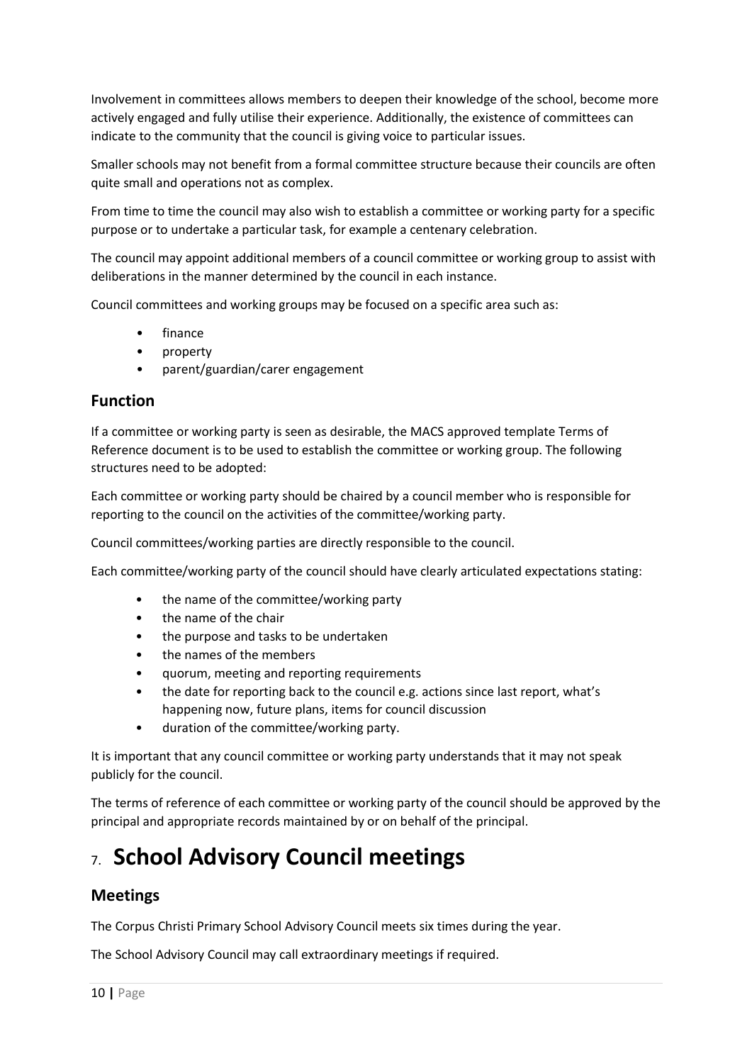Involvement in committees allows members to deepen their knowledge of the school, become more actively engaged and fully utilise their experience. Additionally, the existence of committees can indicate to the community that the council is giving voice to particular issues.

Smaller schools may not benefit from a formal committee structure because their councils are often quite small and operations not as complex.

From time to time the council may also wish to establish a committee or working party for a specific purpose or to undertake a particular task, for example a centenary celebration.

The council may appoint additional members of a council committee or working group to assist with deliberations in the manner determined by the council in each instance.

Council committees and working groups may be focused on a specific area such as:

- finance
- property
- parent/guardian/carer engagement

## Function

If a committee or working party is seen as desirable, the MACS approved template Terms of Reference document is to be used to establish the committee or working group. The following structures need to be adopted:

Each committee or working party should be chaired by a council member who is responsible for reporting to the council on the activities of the committee/working party.

Council committees/working parties are directly responsible to the council.

Each committee/working party of the council should have clearly articulated expectations stating:

- the name of the committee/working party
- the name of the chair
- the purpose and tasks to be undertaken
- the names of the members
- quorum, meeting and reporting requirements
- the date for reporting back to the council e.g. actions since last report, what's happening now, future plans, items for council discussion
- duration of the committee/working party.

It is important that any council committee or working party understands that it may not speak publicly for the council.

The terms of reference of each committee or working party of the council should be approved by the principal and appropriate records maintained by or on behalf of the principal.

# 7. School Advisory Council meetings

## Meetings

The Corpus Christi Primary School Advisory Council meets six times during the year.

The School Advisory Council may call extraordinary meetings if required.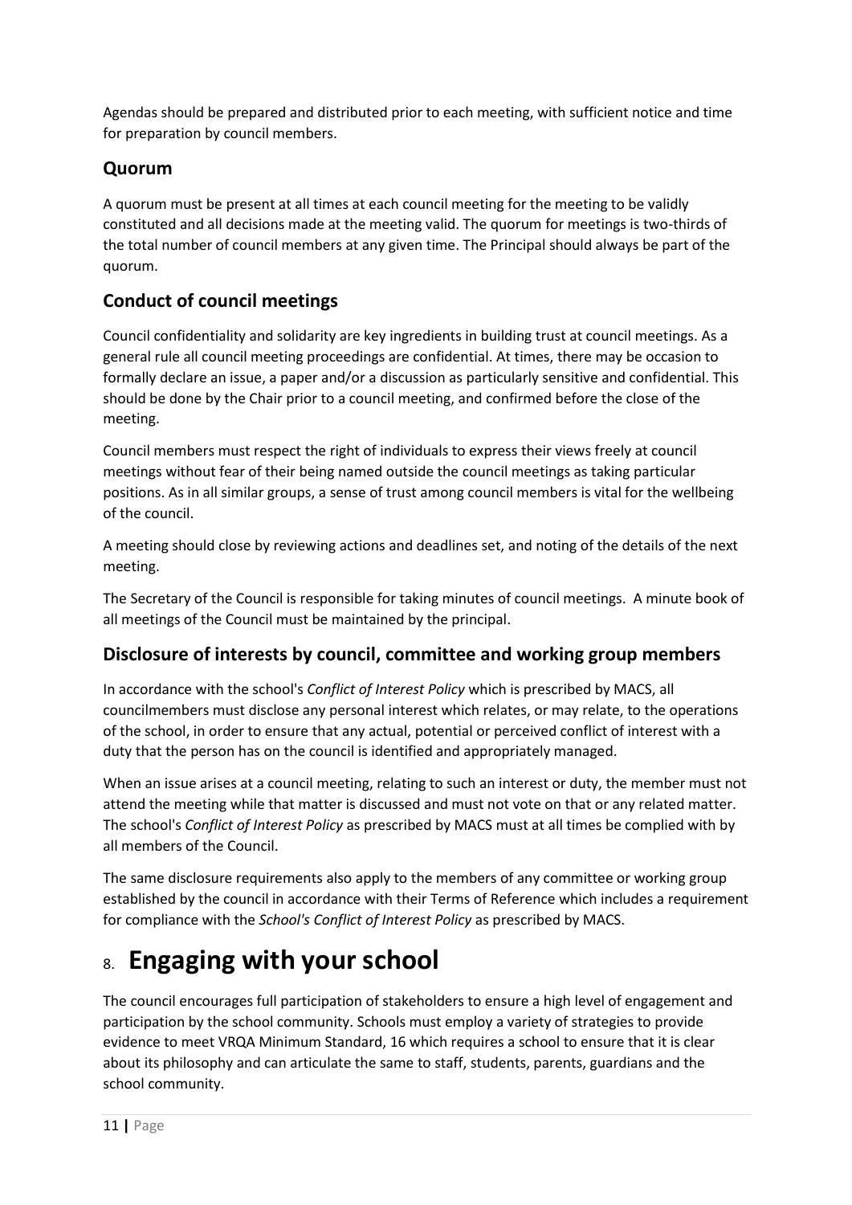Agendas should be prepared and distributed prior to each meeting, with sufficient notice and time for preparation by council members.

### Quorum

A quorum must be present at all times at each council meeting for the meeting to be validly constituted and all decisions made at the meeting valid. The quorum for meetings is two-thirds of the total number of council members at any given time. The Principal should always be part of the quorum.

### Conduct of council meetings

Council confidentiality and solidarity are key ingredients in building trust at council meetings. As a general rule all council meeting proceedings are confidential. At times, there may be occasion to formally declare an issue, a paper and/or a discussion as particularly sensitive and confidential. This should be done by the Chair prior to a council meeting, and confirmed before the close of the meeting.

Council members must respect the right of individuals to express their views freely at council meetings without fear of their being named outside the council meetings as taking particular positions. As in all similar groups, a sense of trust among council members is vital for the wellbeing of the council.

A meeting should close by reviewing actions and deadlines set, and noting of the details of the next meeting.

The Secretary of the Council is responsible for taking minutes of council meetings. A minute book of all meetings of the Council must be maintained by the principal.

### Disclosure of interests by council, committee and working group members

In accordance with the school's *Conflict of Interest Policy* which is prescribed by MACS, all councilmembers must disclose any personal interest which relates, or may relate, to the operations of the school, in order to ensure that any actual, potential or perceived conflict of interest with a duty that the person has on the council is identified and appropriately managed.

When an issue arises at a council meeting, relating to such an interest or duty, the member must not attend the meeting while that matter is discussed and must not vote on that or any related matter. The school's *Conflict of Interest Policy* as prescribed by MACS must at all times be complied with by all members of the Council.

The same disclosure requirements also apply to the members of any committee or working group established by the council in accordance with their Terms of Reference which includes a requirement for compliance with the *School's Conflict of Interest Policy* as prescribed by MACS.

# 8. Engaging with your school

The council encourages full participation of stakeholders to ensure a high level of engagement and participation by the school community. Schools must employ a variety of strategies to provide evidence to meet VRQA Minimum Standard, 16 which requires a school to ensure that it is clear about its philosophy and can articulate the same to staff, students, parents, guardians and the school community.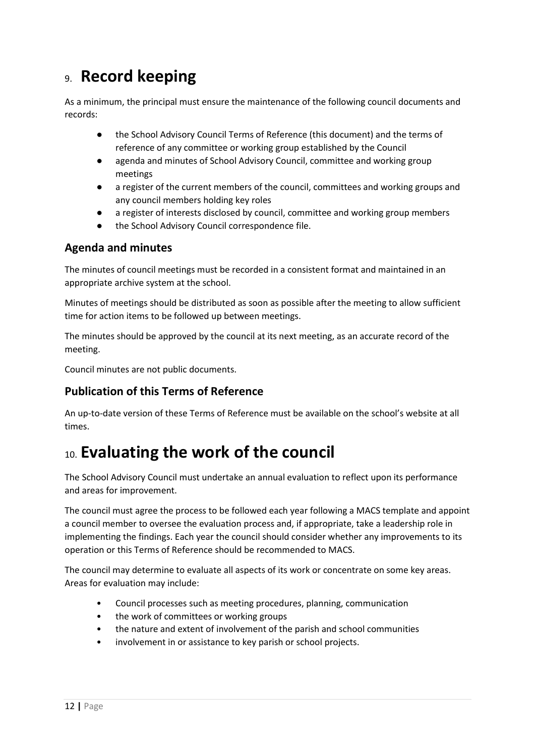# 9. Record keeping

As a minimum, the principal must ensure the maintenance of the following council documents and records:

- the School Advisory Council Terms of Reference (this document) and the terms of reference of any committee or working group established by the Council
- agenda and minutes of School Advisory Council, committee and working group meetings
- a register of the current members of the council, committees and working groups and any council members holding key roles
- a register of interests disclosed by council, committee and working group members
- the School Advisory Council correspondence file.

## Agenda and minutes

The minutes of council meetings must be recorded in a consistent format and maintained in an appropriate archive system at the school.

Minutes of meetings should be distributed as soon as possible after the meeting to allow sufficient time for action items to be followed up between meetings.

The minutes should be approved by the council at its next meeting, as an accurate record of the meeting.

Council minutes are not public documents.

## Publication of this Terms of Reference

An up-to-date version of these Terms of Reference must be available on the school's website at all times.

# 10. Evaluating the work of the council

The School Advisory Council must undertake an annual evaluation to reflect upon its performance and areas for improvement.

The council must agree the process to be followed each year following a MACS template and appoint a council member to oversee the evaluation process and, if appropriate, take a leadership role in implementing the findings. Each year the council should consider whether any improvements to its operation or this Terms of Reference should be recommended to MACS.

The council may determine to evaluate all aspects of its work or concentrate on some key areas. Areas for evaluation may include:

- Council processes such as meeting procedures, planning, communication
- the work of committees or working groups
- the nature and extent of involvement of the parish and school communities
- involvement in or assistance to key parish or school projects.